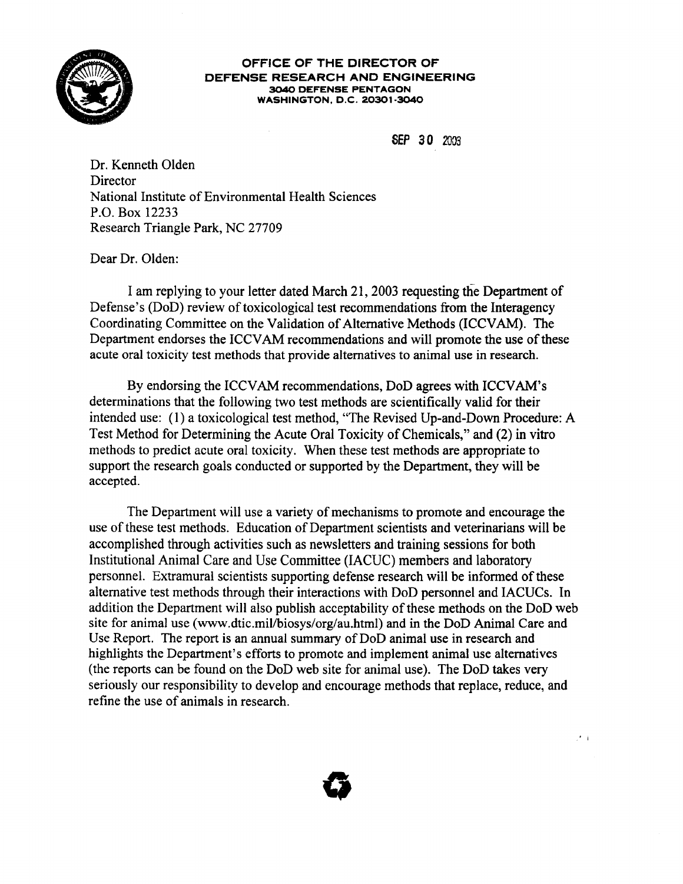**OFFICE OF THE DIRECTOR OF**
**DEFENSE RESEARCH AND ENGINEERING**
**3040 DEFENSE PENTAGON**
**WASHINGTON, D.C. 20301-3040**

SEP 30 2003

Dr. Kenneth Olden
Director
National Institute of Environmental Health Sciences
P.O. Box 12233
Research Triangle Park, NC 27709

Dear Dr. Olden:

I am replying to your letter dated March 21, 2003 requesting the Department of Defense's (DoD) review of toxicological test recommendations from the Interagency Coordinating Committee on the Validation of Alternative Methods (ICCVAM). The Department endorses the ICCVAM recommendations and will promote the use of these acute oral toxicity test methods that provide alternatives to animal use in research.

By endorsing the ICCVAM recommendations, DoD agrees with ICCVAM's determinations that the following two test methods are scientifically valid for their intended use: (1) a toxicological test method, "The Revised Up-and-Down Procedure: A Test Method for Determining the Acute Oral Toxicity of Chemicals," and (2) in vitro methods to predict acute oral toxicity. When these test methods are appropriate to support the research goals conducted or supported by the Department, they will be accepted.

The Department will use a variety of mechanisms to promote and encourage the use of these test methods. Education of Department scientists and veterinarians will be accomplished through activities such as newsletters and training sessions for both Institutional Animal Care and Use Committee (IACUC) members and laboratory personnel. Extramural scientists supporting defense research will be informed of these alternative test methods through their interactions with DoD personnel and IACUCs. In addition the Department will also publish acceptability of these methods on the DoD web site for animal use (www.dtic.mil/biosys/org/au.html) and in the DoD Animal Care and Use Report. The report is an annual summary of DoD animal use in research and highlights the Department's efforts to promote and implement animal use alternatives (the reports can be found on the DoD web site for animal use). The DoD takes very seriously our responsibility to develop and encourage methods that replace, reduce, and refine the use of animals in research.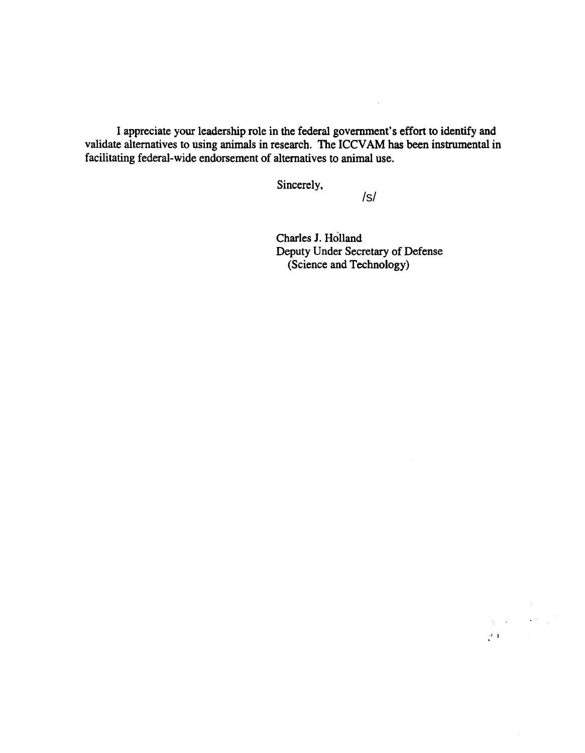I appreciate your leadership role in the federal government's effort to identify and validate alternatives to using animals in research. The ICCVAM has been instrumental in facilitating federal-wide endorsement of alternatives to animal use.

Sincerely,

/s/

Charles J. Holland
Deputy Under Secretary of Defense
(Science and Technology)